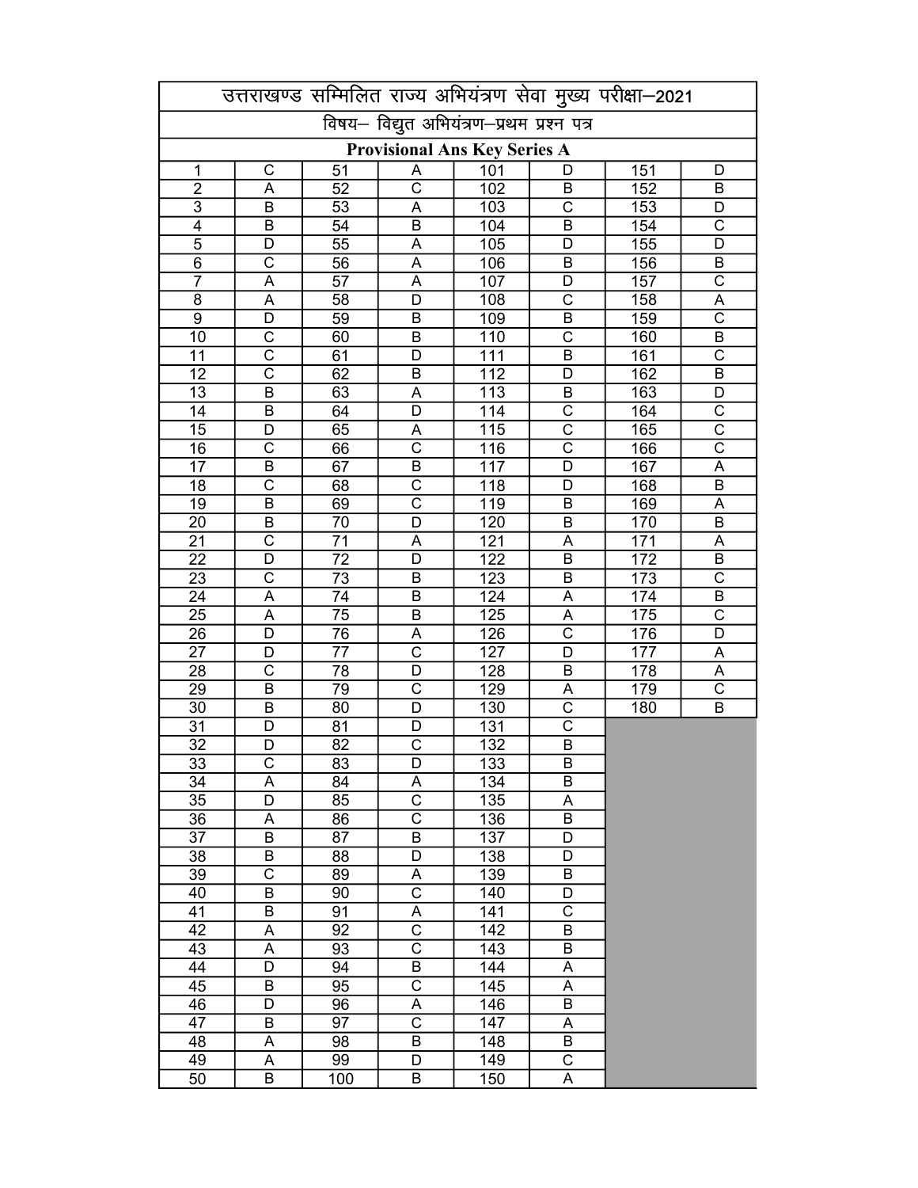# उत्तराखण्ड सम्मिलित राज्य अभियंत्रण सेवा मुख्य परीक्षा–2021

## विषय– विद्युत अभियंत्रण–प्रथम प्रश्न पत्र

### Provisional Ans Key Series A

| | | | | | | | |
|---|---|---|---|---|---|---|---|
| 1 | C | 51 | A | 101 | D | 151 | D |
| 2 | A | 52 | C | 102 | B | 152 | B |
| 3 | B | 53 | A | 103 | C | 153 | D |
| 4 | B | 54 | B | 104 | B | 154 | C |
| 5 | D | 55 | A | 105 | D | 155 | D |
| 6 | C | 56 | A | 106 | B | 156 | B |
| 7 | A | 57 | A | 107 | D | 157 | C |
| 8 | A | 58 | D | 108 | C | 158 | A |
| 9 | D | 59 | B | 109 | B | 159 | C |
| 10 | C | 60 | B | 110 | C | 160 | B |
| 11 | C | 61 | D | 111 | B | 161 | C |
| 12 | C | 62 | B | 112 | D | 162 | B |
| 13 | B | 63 | A | 113 | B | 163 | D |
| 14 | B | 64 | D | 114 | C | 164 | C |
| 15 | D | 65 | A | 115 | C | 165 | C |
| 16 | C | 66 | C | 116 | C | 166 | C |
| 17 | B | 67 | B | 117 | D | 167 | A |
| 18 | C | 68 | C | 118 | D | 168 | B |
| 19 | B | 69 | C | 119 | B | 169 | A |
| 20 | B | 70 | D | 120 | B | 170 | B |
| 21 | C | 71 | A | 121 | A | 171 | A |
| 22 | D | 72 | D | 122 | B | 172 | B |
| 23 | C | 73 | B | 123 | B | 173 | C |
| 24 | A | 74 | B | 124 | A | 174 | B |
| 25 | A | 75 | B | 125 | A | 175 | C |
| 26 | D | 76 | A | 126 | C | 176 | D |
| 27 | D | 77 | C | 127 | D | 177 | A |
| 28 | C | 78 | D | 128 | B | 178 | A |
| 29 | B | 79 | C | 129 | A | 179 | C |
| 30 | B | 80 | D | 130 | C | 180 | B |
| 31 | D | 81 | D | 131 | C | | |
| 32 | D | 82 | C | 132 | B | | |
| 33 | C | 83 | D | 133 | B | | |
| 34 | A | 84 | A | 134 | B | | |
| 35 | D | 85 | C | 135 | A | | |
| 36 | A | 86 | C | 136 | B | | |
| 37 | B | 87 | B | 137 | D | | |
| 38 | B | 88 | D | 138 | D | | |
| 39 | C | 89 | A | 139 | B | | |
| 40 | B | 90 | C | 140 | D | | |
| 41 | B | 91 | A | 141 | C | | |
| 42 | A | 92 | C | 142 | B | | |
| 43 | A | 93 | C | 143 | B | | |
| 44 | D | 94 | B | 144 | A | | |
| 45 | B | 95 | C | 145 | A | | |
| 46 | D | 96 | A | 146 | B | | |
| 47 | B | 97 | C | 147 | A | | |
| 48 | A | 98 | B | 148 | B | | |
| 49 | A | 99 | D | 149 | C | | |
| 50 | B | 100 | B | 150 | A | | |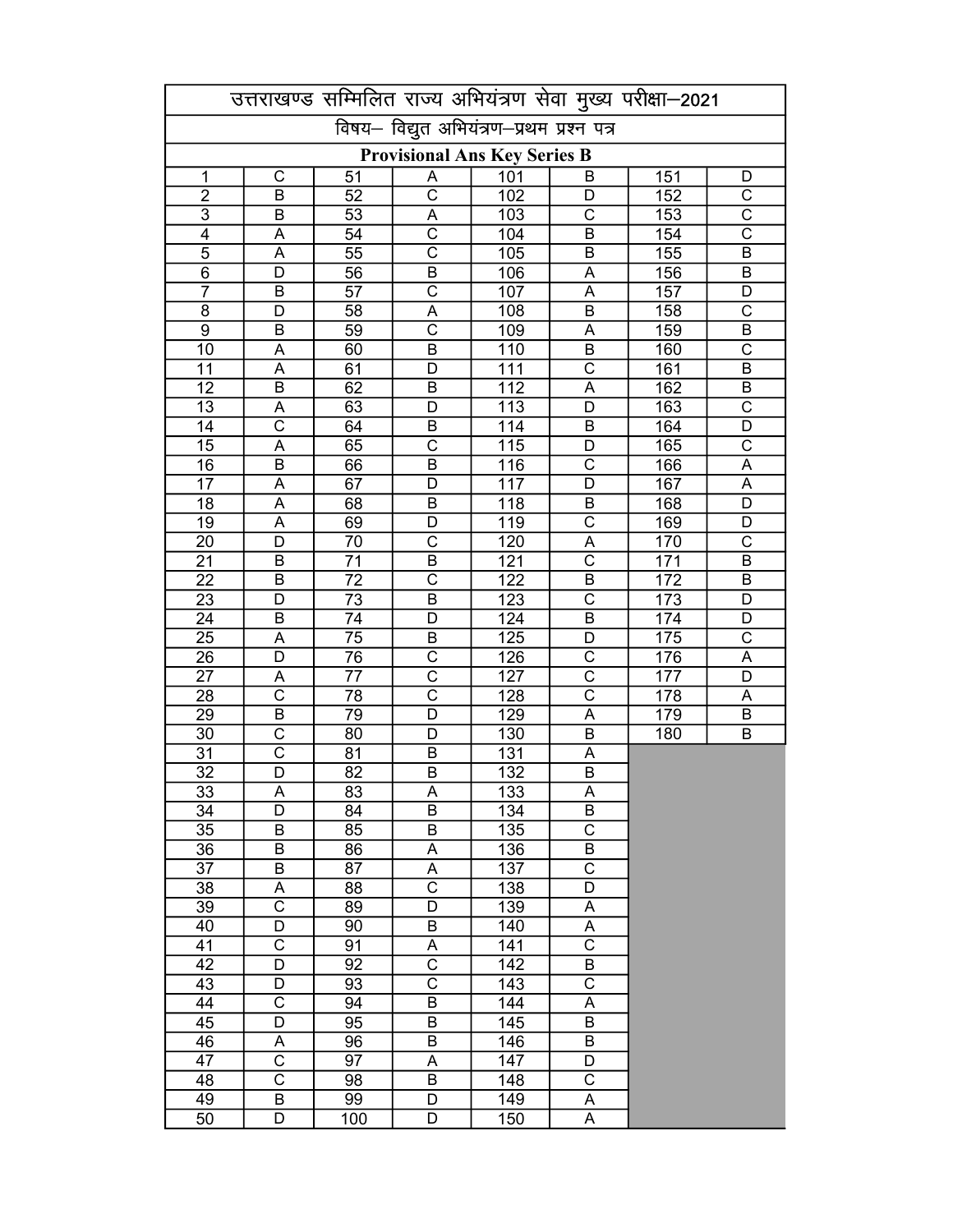# उत्तराखण्ड सम्मिलित राज्य अभियंत्रण सेवा मुख्य परीक्षा–2021

## विषय– विद्युत अभियंत्रण–प्रथम प्रश्न पत्र

### Provisional Ans Key Series B

| | | | | | | | |
|---|---|---|---|---|---|---|---|
| 1 | C | 51 | A | 101 | B | 151 | D |
| 2 | B | 52 | C | 102 | D | 152 | C |
| 3 | B | 53 | A | 103 | C | 153 | C |
| 4 | A | 54 | C | 104 | B | 154 | C |
| 5 | A | 55 | C | 105 | B | 155 | B |
| 6 | D | 56 | B | 106 | A | 156 | B |
| 7 | B | 57 | C | 107 | A | 157 | D |
| 8 | D | 58 | A | 108 | B | 158 | C |
| 9 | B | 59 | C | 109 | A | 159 | B |
| 10 | A | 60 | B | 110 | B | 160 | C |
| 11 | A | 61 | D | 111 | C | 161 | B |
| 12 | B | 62 | B | 112 | A | 162 | B |
| 13 | A | 63 | D | 113 | D | 163 | C |
| 14 | C | 64 | B | 114 | B | 164 | D |
| 15 | A | 65 | C | 115 | D | 165 | C |
| 16 | B | 66 | B | 116 | C | 166 | A |
| 17 | A | 67 | D | 117 | D | 167 | A |
| 18 | A | 68 | B | 118 | B | 168 | D |
| 19 | A | 69 | D | 119 | C | 169 | D |
| 20 | D | 70 | C | 120 | A | 170 | C |
| 21 | B | 71 | B | 121 | C | 171 | B |
| 22 | B | 72 | C | 122 | B | 172 | B |
| 23 | D | 73 | B | 123 | C | 173 | D |
| 24 | B | 74 | D | 124 | B | 174 | D |
| 25 | A | 75 | B | 125 | D | 175 | C |
| 26 | D | 76 | C | 126 | C | 176 | A |
| 27 | A | 77 | C | 127 | C | 177 | D |
| 28 | C | 78 | C | 128 | C | 178 | A |
| 29 | B | 79 | D | 129 | A | 179 | B |
| 30 | C | 80 | D | 130 | B | 180 | B |
| 31 | C | 81 | B | 131 | A | | |
| 32 | D | 82 | B | 132 | B | | |
| 33 | A | 83 | A | 133 | A | | |
| 34 | D | 84 | B | 134 | B | | |
| 35 | B | 85 | B | 135 | C | | |
| 36 | B | 86 | A | 136 | B | | |
| 37 | B | 87 | A | 137 | C | | |
| 38 | A | 88 | C | 138 | D | | |
| 39 | C | 89 | D | 139 | A | | |
| 40 | D | 90 | B | 140 | A | | |
| 41 | C | 91 | A | 141 | C | | |
| 42 | D | 92 | C | 142 | B | | |
| 43 | D | 93 | C | 143 | C | | |
| 44 | C | 94 | B | 144 | A | | |
| 45 | D | 95 | B | 145 | B | | |
| 46 | A | 96 | B | 146 | B | | |
| 47 | C | 97 | A | 147 | D | | |
| 48 | C | 98 | B | 148 | C | | |
| 49 | B | 99 | D | 149 | A | | |
| 50 | D | 100 | D | 150 | A | | |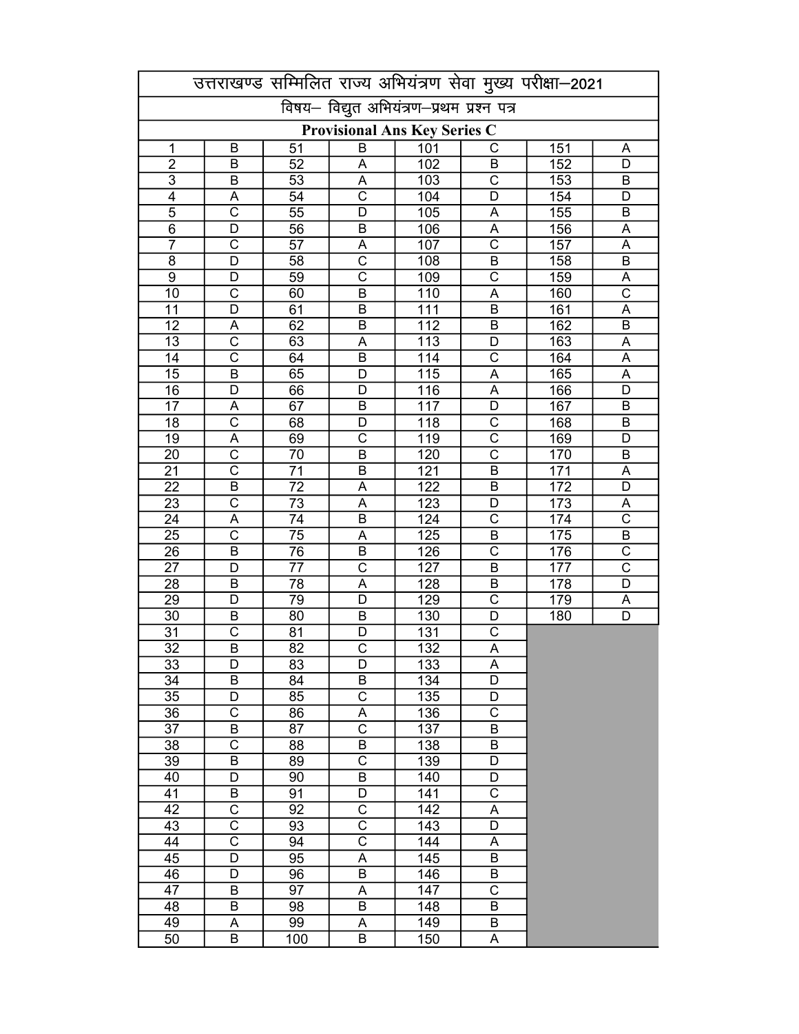| उत्तराखण्ड सम्मिलित राज्य अभियंत्रण सेवा मुख्य परीक्षा–2021 | | | | | | | |
|---|---|---|---|---|---|---|---|
| विषय– विद्युत अभियंत्रण–प्रथम प्रश्न पत्र | | | | | | | |
| **Provisional Ans Key Series C** | | | | | | | |
| 1 | B | 51 | B | 101 | C | 151 | A |
| 2 | B | 52 | A | 102 | B | 152 | D |
| 3 | B | 53 | A | 103 | C | 153 | B |
| 4 | A | 54 | C | 104 | D | 154 | D |
| 5 | C | 55 | D | 105 | A | 155 | B |
| 6 | D | 56 | B | 106 | A | 156 | A |
| 7 | C | 57 | A | 107 | C | 157 | A |
| 8 | D | 58 | C | 108 | B | 158 | B |
| 9 | D | 59 | C | 109 | C | 159 | A |
| 10 | C | 60 | B | 110 | A | 160 | C |
| 11 | D | 61 | B | 111 | B | 161 | A |
| 12 | A | 62 | B | 112 | B | 162 | B |
| 13 | C | 63 | A | 113 | D | 163 | A |
| 14 | C | 64 | B | 114 | C | 164 | A |
| 15 | B | 65 | D | 115 | A | 165 | A |
| 16 | D | 66 | D | 116 | A | 166 | D |
| 17 | A | 67 | B | 117 | D | 167 | B |
| 18 | C | 68 | D | 118 | C | 168 | B |
| 19 | A | 69 | C | 119 | C | 169 | D |
| 20 | C | 70 | B | 120 | C | 170 | B |
| 21 | C | 71 | B | 121 | B | 171 | A |
| 22 | B | 72 | A | 122 | B | 172 | D |
| 23 | C | 73 | A | 123 | D | 173 | A |
| 24 | A | 74 | B | 124 | C | 174 | C |
| 25 | C | 75 | A | 125 | B | 175 | B |
| 26 | B | 76 | B | 126 | C | 176 | C |
| 27 | D | 77 | C | 127 | B | 177 | C |
| 28 | B | 78 | A | 128 | B | 178 | D |
| 29 | D | 79 | D | 129 | C | 179 | A |
| 30 | B | 80 | B | 130 | D | 180 | D |
| 31 | C | 81 | D | 131 | C | | |
| 32 | B | 82 | C | 132 | A | | |
| 33 | D | 83 | D | 133 | A | | |
| 34 | B | 84 | B | 134 | D | | |
| 35 | D | 85 | C | 135 | D | | |
| 36 | C | 86 | A | 136 | C | | |
| 37 | B | 87 | C | 137 | B | | |
| 38 | C | 88 | B | 138 | B | | |
| 39 | B | 89 | C | 139 | D | | |
| 40 | D | 90 | B | 140 | D | | |
| 41 | B | 91 | D | 141 | C | | |
| 42 | C | 92 | C | 142 | A | | |
| 43 | C | 93 | C | 143 | D | | |
| 44 | C | 94 | C | 144 | A | | |
| 45 | D | 95 | A | 145 | B | | |
| 46 | D | 96 | B | 146 | B | | |
| 47 | B | 97 | A | 147 | C | | |
| 48 | B | 98 | B | 148 | B | | |
| 49 | A | 99 | A | 149 | B | | |
| 50 | B | 100 | B | 150 | A | | |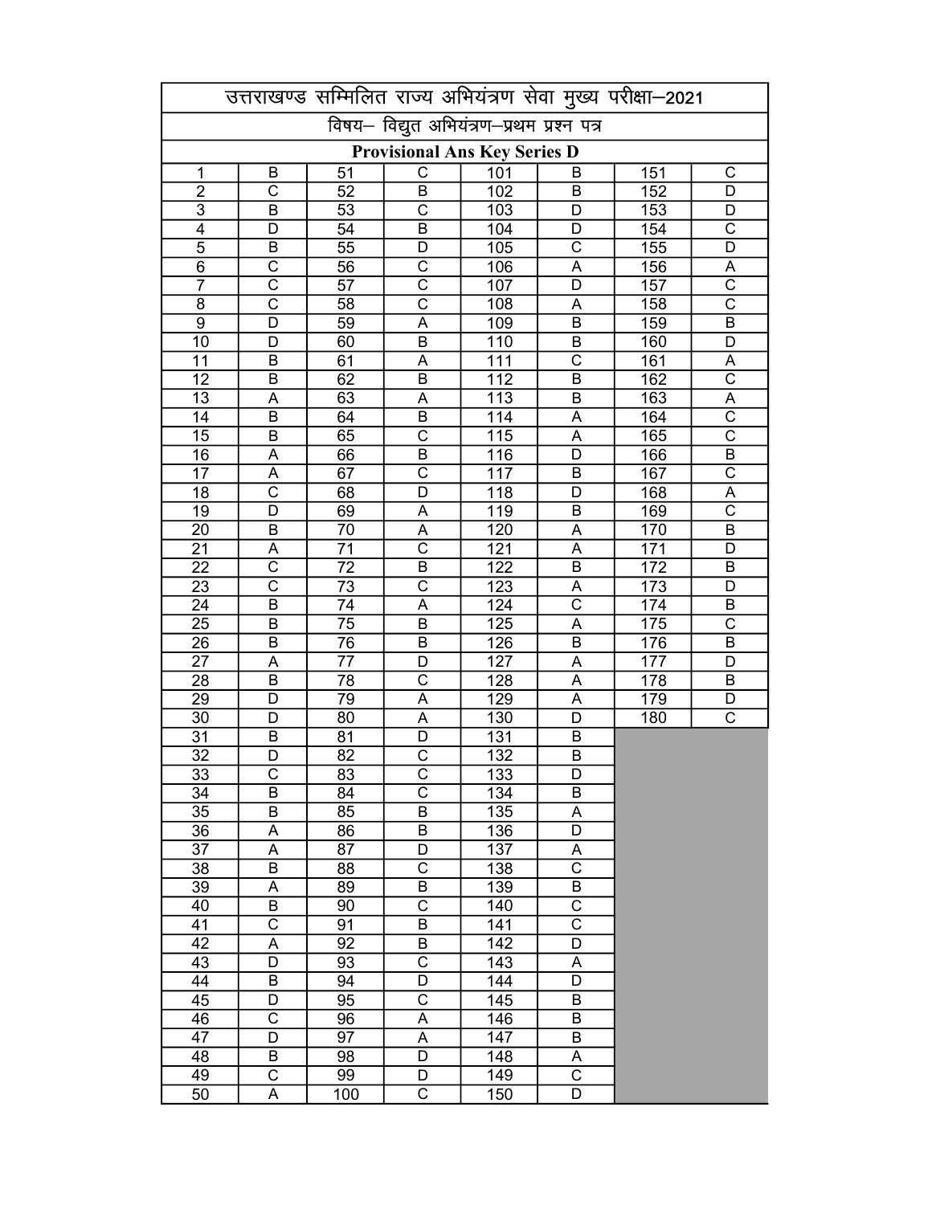## उत्तराखण्ड सम्मिलित राज्य अभियंत्रण सेवा मुख्य परीक्षा–2021

### विषय– विद्युत अभियंत्रण–प्रथम प्रश्न पत्र

### Provisional Ans Key Series D

| | | | | | | | |
|---|---|---|---|---|---|---|---|
| 1 | B | 51 | C | 101 | B | 151 | C |
| 2 | C | 52 | B | 102 | B | 152 | D |
| 3 | B | 53 | C | 103 | D | 153 | D |
| 4 | D | 54 | B | 104 | D | 154 | C |
| 5 | B | 55 | D | 105 | C | 155 | D |
| 6 | C | 56 | C | 106 | A | 156 | A |
| 7 | C | 57 | C | 107 | D | 157 | C |
| 8 | C | 58 | C | 108 | A | 158 | C |
| 9 | D | 59 | A | 109 | B | 159 | B |
| 10 | D | 60 | B | 110 | B | 160 | D |
| 11 | B | 61 | A | 111 | C | 161 | A |
| 12 | B | 62 | B | 112 | B | 162 | C |
| 13 | A | 63 | A | 113 | B | 163 | A |
| 14 | B | 64 | B | 114 | A | 164 | C |
| 15 | B | 65 | C | 115 | A | 165 | C |
| 16 | A | 66 | B | 116 | D | 166 | B |
| 17 | A | 67 | C | 117 | B | 167 | C |
| 18 | C | 68 | D | 118 | D | 168 | A |
| 19 | D | 69 | A | 119 | B | 169 | C |
| 20 | B | 70 | A | 120 | A | 170 | B |
| 21 | A | 71 | C | 121 | A | 171 | D |
| 22 | C | 72 | B | 122 | B | 172 | B |
| 23 | C | 73 | C | 123 | A | 173 | D |
| 24 | B | 74 | A | 124 | C | 174 | B |
| 25 | B | 75 | B | 125 | A | 175 | C |
| 26 | B | 76 | B | 126 | B | 176 | B |
| 27 | A | 77 | D | 127 | A | 177 | D |
| 28 | B | 78 | C | 128 | A | 178 | B |
| 29 | D | 79 | A | 129 | A | 179 | D |
| 30 | D | 80 | A | 130 | D | 180 | C |
| 31 | B | 81 | D | 131 | B | | |
| 32 | D | 82 | C | 132 | B | | |
| 33 | C | 83 | C | 133 | D | | |
| 34 | B | 84 | C | 134 | B | | |
| 35 | B | 85 | B | 135 | A | | |
| 36 | A | 86 | B | 136 | D | | |
| 37 | A | 87 | D | 137 | A | | |
| 38 | B | 88 | C | 138 | C | | |
| 39 | A | 89 | B | 139 | B | | |
| 40 | B | 90 | C | 140 | C | | |
| 41 | C | 91 | B | 141 | C | | |
| 42 | A | 92 | B | 142 | D | | |
| 43 | D | 93 | C | 143 | A | | |
| 44 | B | 94 | D | 144 | D | | |
| 45 | D | 95 | C | 145 | B | | |
| 46 | C | 96 | A | 146 | B | | |
| 47 | D | 97 | A | 147 | B | | |
| 48 | B | 98 | D | 148 | A | | |
| 49 | C | 99 | D | 149 | C | | |
| 50 | A | 100 | C | 150 | D | | |